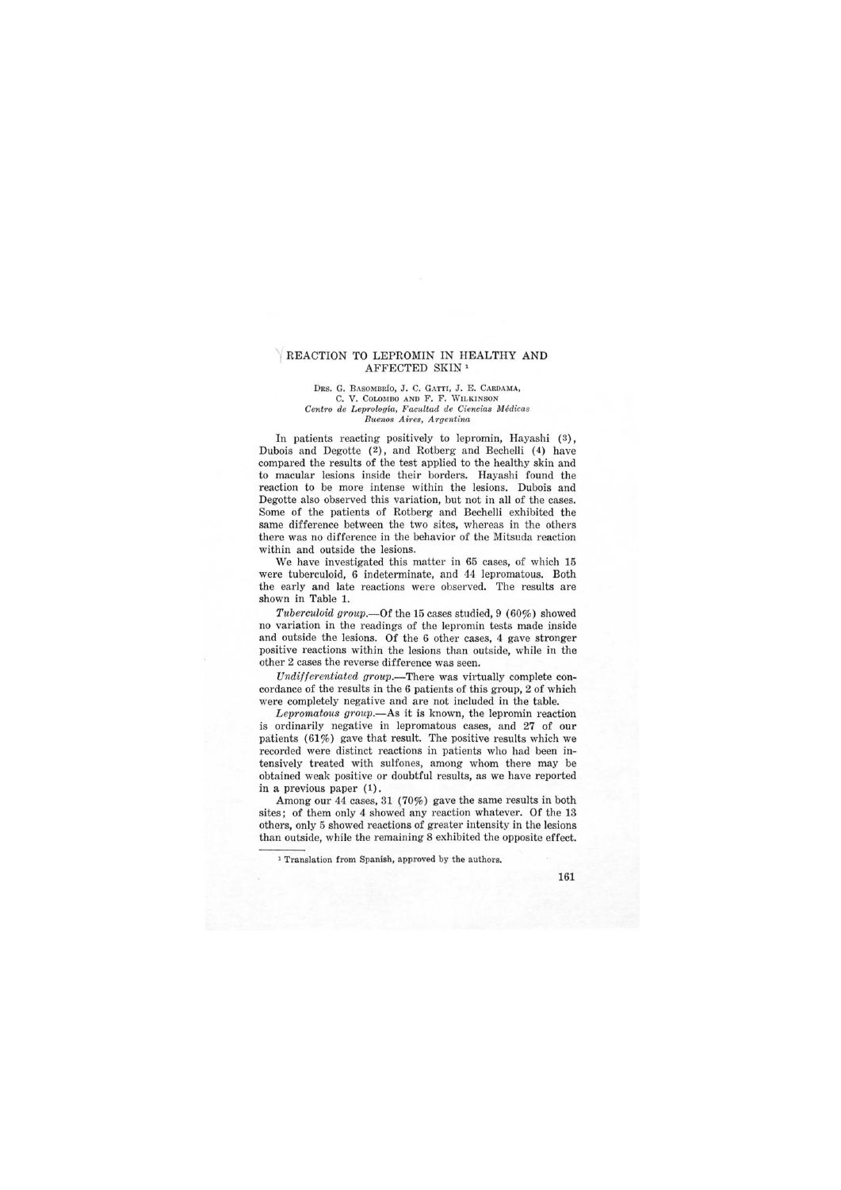# REACTION TO LEPROMIN IN HEALTHY AND AFFECTED SKIN [1]

DRS. G. BASOMBRÍO, J. C. GATTI, J. E. CARDAMA, C. V. COLOMBO AND F. F. WILKINSON

*Centro de Leprología, Facultad de Ciencias Médicas*
*Buenos Aires, Argentina*

In patients reacting positively to lepromin, Hayashi (3), Dubois and Degotte (2), and Rotberg and Bechelli (4) have compared the results of the test applied to the healthy skin and to macular lesions inside their borders. Hayashi found the reaction to be more intense within the lesions. Dubois and Degotte also observed this variation, but not in all of the cases. Some of the patients of Rotberg and Bechelli exhibited the same difference between the two sites, whereas in the others there was no difference in the behavior of the Mitsuda reaction within and outside the lesions.

We have investigated this matter in 65 cases, of which 15 were tuberculoid, 6 indeterminate, and 44 lepromatous. Both the early and late reactions were observed. The results are shown in Table 1.

*Tuberculoid group.*—Of the 15 cases studied, 9 (60%) showed no variation in the readings of the lepromin tests made inside and outside the lesions. Of the 6 other cases, 4 gave stronger positive reactions within the lesions than outside, while in the other 2 cases the reverse difference was seen.

*Undifferentiated group.*—There was virtually complete concordance of the results in the 6 patients of this group, 2 of which were completely negative and are not included in the table.

*Lepromatous group.*—As it is known, the lepromin reaction is ordinarily negative in lepromatous cases, and 27 of our patients (61%) gave that result. The positive results which we recorded were distinct reactions in patients who had been intensively treated with sulfones, among whom there may be obtained weak positive or doubtful results, as we have reported in a previous paper (1).

Among our 44 cases, 31 (70%) gave the same results in both sites; of them only 4 showed any reaction whatever. Of the 13 others, only 5 showed reactions of greater intensity in the lesions than outside, while the remaining 8 exhibited the opposite effect.

---

[1] Translation from Spanish, approved by the authors.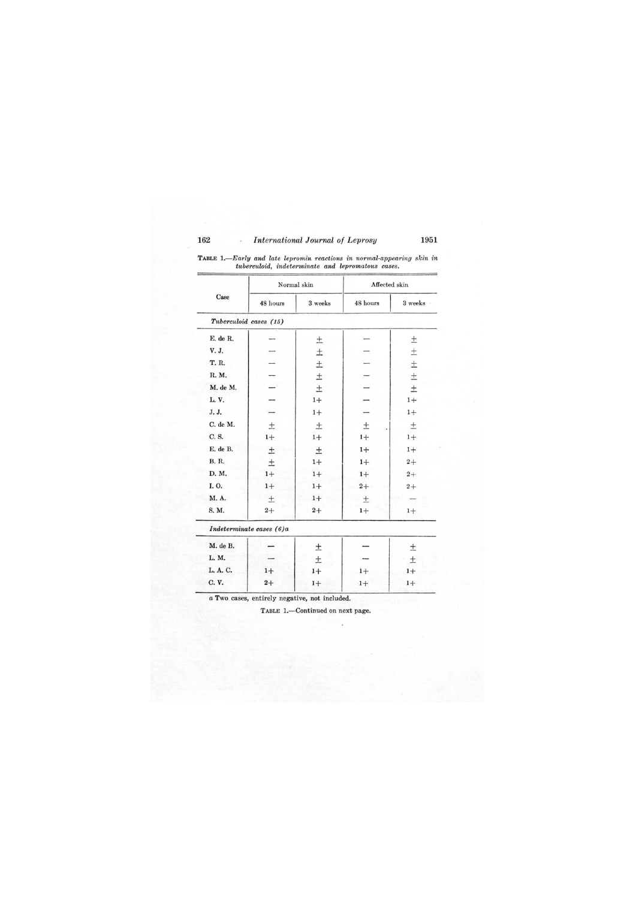TABLE 1.—*Early and late lepromin reactions in normal-appearing skin in tuberculoid, indeterminate and lepromatous cases.*

| Case | Normal skin | | Affected skin | |
|---|---|---|---|---|
| | 48 hours | 3 weeks | 48 hours | 3 weeks |
| ***Tuberculoid cases (15)*** | | | | |
| E. de R. | — | ± | — | ± |
| V. J. | — | ± | — | ± |
| T. R. | — | ± | — | ± |
| R. M. | — | ± | — | ± |
| M. de M. | — | ± | — | ± |
| L. V. | — | 1+ | — | 1+ |
| J. J. | — | 1+ | — | 1+ |
| C. de M. | ± | ± | ± | ± |
| C. S. | 1+ | 1+ | 1+ | 1+ |
| E. de B. | ± | ± | 1+ | 1+ |
| B. R. | ± | 1+ | 1+ | 2+ |
| D. M. | 1+ | 1+ | 1+ | 2+ |
| I. O. | 1+ | 1+ | 2+ | 2+ |
| M. A. | ± | 1+ | ± | — |
| S. M. | 2+ | 2+ | 1+ | 1+ |
| ***Indeterminate cases (6)a*** | | | | |
| M. de B. | — | ± | — | ± |
| L. M. | — | ± | — | ± |
| L. A. C. | 1+ | 1+ | 1+ | 1+ |
| C. V. | 2+ | 1+ | 1+ | 1+ |

*a* Two cases, entirely negative, not included.

TABLE 1.—Continued on next page.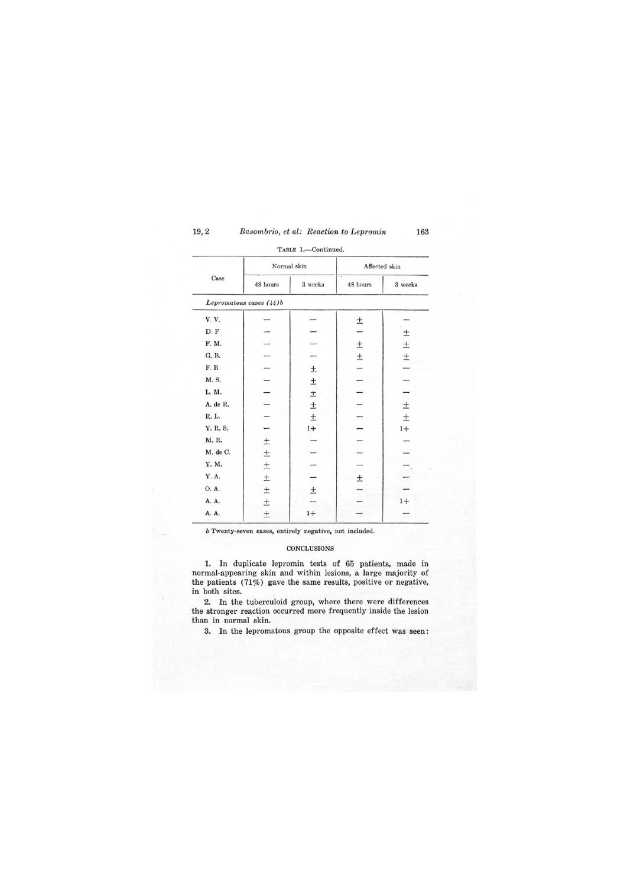TABLE 1.—Continued.

| Case | Normal skin | | Affected skin | |
|---|---|---|---|---|
| | 48 hours | 3 weeks | 48 hours | 3 weeks |
| *Lepromatous cases (44)b* | | | | |
| V. V. | — | — | ± | — |
| D. F | — | — | — | ± |
| F. M. | — | — | ± | ± |
| G. B. | — | — | ± | ± |
| F. B. | — | ± | — | — |
| M. S. | — | ± | — | — |
| L. M. | — | ± | — | — |
| A. de R. | — | ± | — | ± |
| R. L. | — | ± | — | ± |
| Y. R. S. | — | 1+ | — | 1+ |
| M. R. | ± | — | — | — |
| M. de C. | ± | — | — | — |
| Y. M. | ± | — | — | — |
| Y. A. | ± | — | ± | — |
| O. A. | ± | ± | — | — |
| A. A. | ± | — | — | 1+ |
| A. A. | ± | 1+ | — | — |

*b* Twenty-seven cases, entirely negative, not included.

## CONCLUSIONS

1. In duplicate lepromin tests of 65 patients, made in normal-appearing skin and within lesions, a large majority of the patients (71%) gave the same results, positive or negative, in both sites.

2. In the tuberculoid group, where there were differences the stronger reaction occurred more frequently inside the lesion than in normal skin.

3. In the lepromatous group the opposite effect was seen: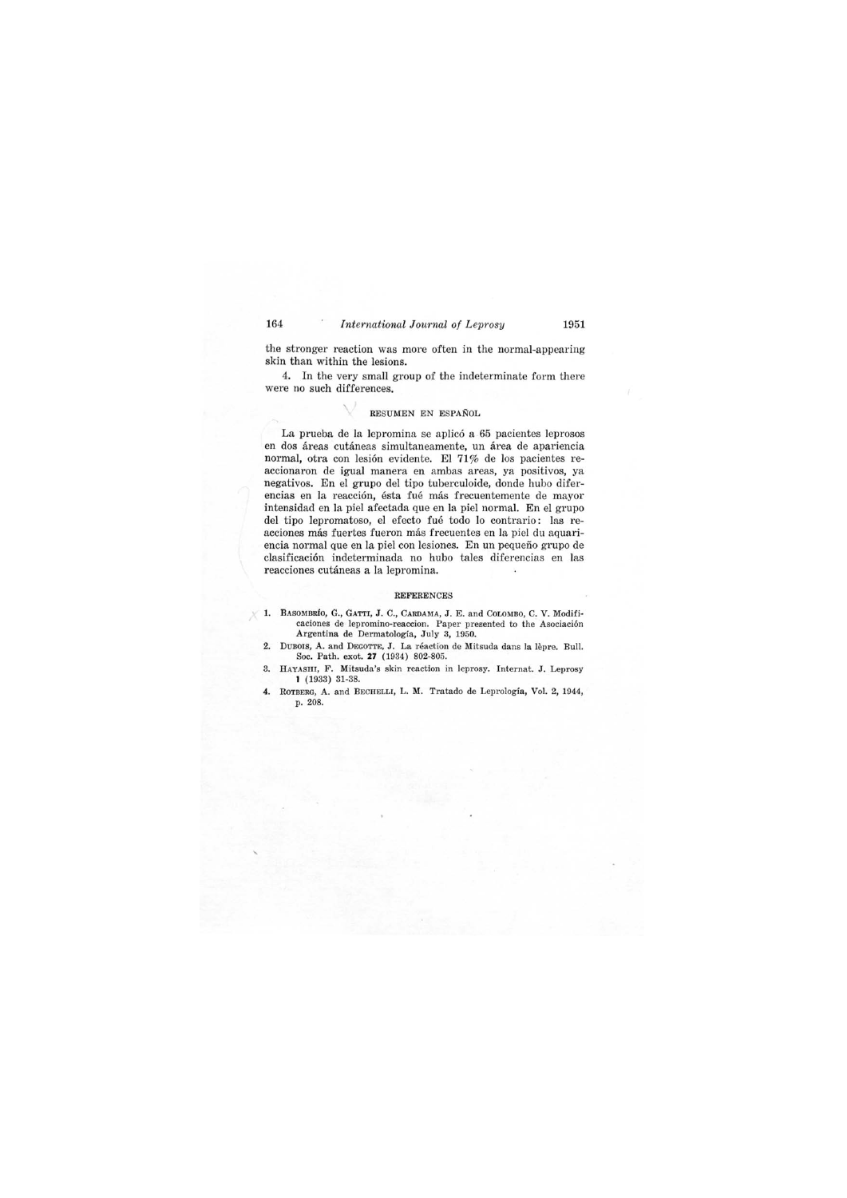the stronger reaction was more often in the normal-appearing skin than within the lesions.

4. In the very small group of the indeterminate form there were no such differences.

## RESUMEN EN ESPAÑOL

La prueba de la lepromina se aplicó a 65 pacientes leprosos en dos áreas cutáneas simultaneamente, un área de apariencia normal, otra con lesión evidente. El 71% de los pacientes reaccionaron de igual manera en ambas areas, ya positivos, ya negativos. En el grupo del tipo tuberculoide, donde hubo diferencias en la reacción, ésta fué más frecuentemente de mayor intensidad en la piel afectada que en la piel normal. En el grupo del tipo lepromatoso, el efecto fué todo lo contrario: las reacciones más fuertes fueron más frecuentes en la piel du aquariencia normal que en la piel con lesiones. En un pequeño grupo de clasificación indeterminada no hubo tales diferencias en las reacciones cutáneas a la lepromina.

## REFERENCES

1. Basombrío, G., Gatti, J. C., Cardama, J. E. and Colombo, C. V. Modificaciones de lepromino-reaccion. Paper presented to the Asociación Argentina de Dermatología, July 3, 1950.
2. Dubois, A. and Degotte, J. La réaction de Mitsuda dans la lèpre. Bull. Soc. Path. exot. **27** (1934) 802-805.
3. Hayashi, F. Mitsuda's skin reaction in leprosy. Internat. J. Leprosy **1** (1933) 31-38.
4. Rotberg, A. and Bechelli, L. M. Tratado de Leprología, Vol. 2, 1944, p. 208.